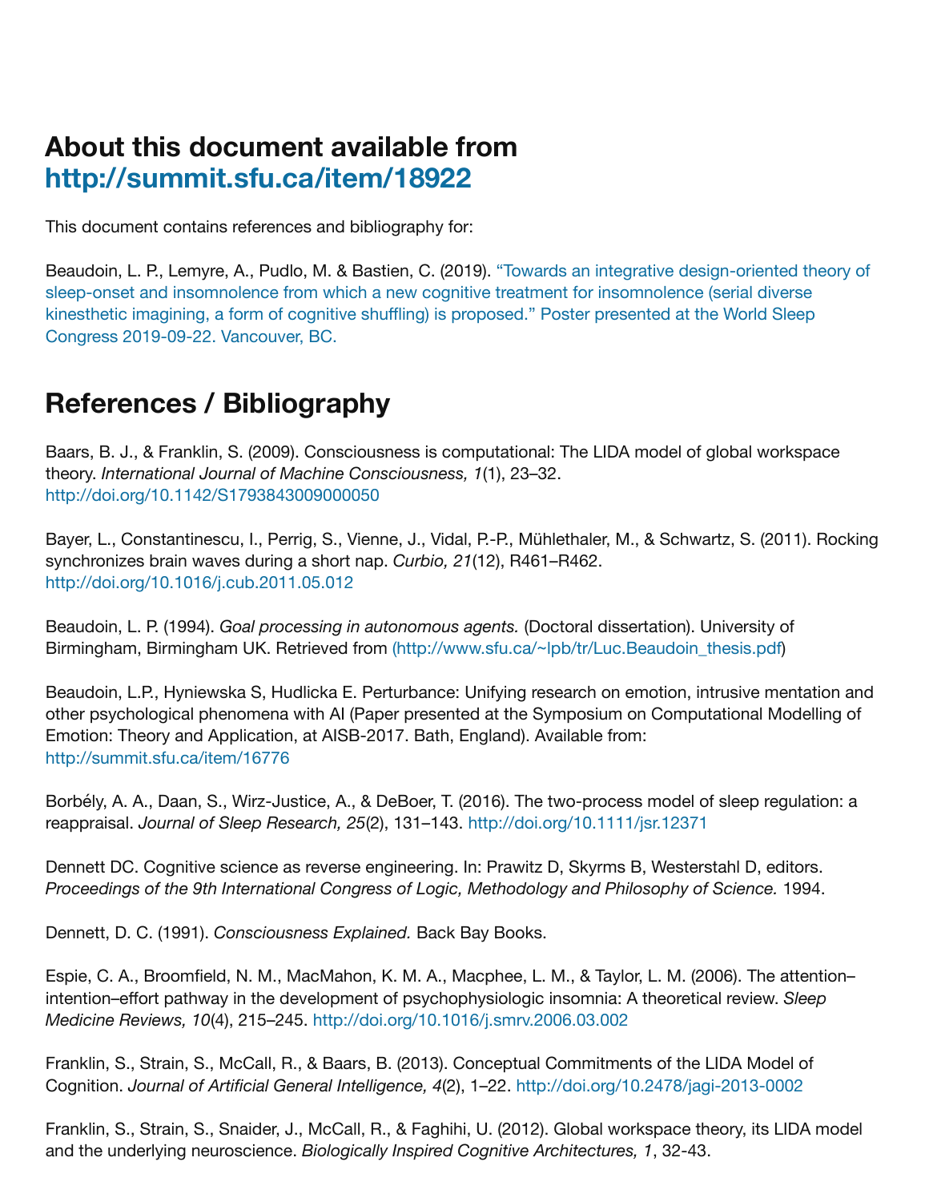# About this document available from http://summit.sfu.ca/item/18922

This document contains references and bibliography for:

Beaudoin, L. P., Lemyre, A., Pudlo, M. & Bastien, C. (2019). "Towards an integrative design-oriented theory of sleep-onset and insomnolence from which a new cognitive treatment for insomnolence (serial diverse kinesthetic imagining, a form of cognitive shuffling) is proposed." Poster presented at the World Sleep Congress 2019-09-22. Vancouver, BC.

# References / Bibliography

Baars, B. J., & Franklin, S. (2009). Consciousness is computational: The LIDA model of global workspace theory. *International Journal of Machine Consciousness, 1*(1), 23–32. http://doi.org/10.1142/S1793843009000050

Bayer, L., Constantinescu, I., Perrig, S., Vienne, J., Vidal, P.-P., Mühlethaler, M., & Schwartz, S. (2011). Rocking synchronizes brain waves during a short nap. *Curbio, 21*(12), R461–R462. http://doi.org/10.1016/j.cub.2011.05.012

Beaudoin, L. P. (1994). *Goal processing in autonomous agents.* (Doctoral dissertation). University of Birmingham, Birmingham UK. Retrieved from (http://www.sfu.ca/~lpb/tr/Luc.Beaudoin_thesis.pdf)

Beaudoin, L.P., Hyniewska S, Hudlicka E. Perturbance: Unifying research on emotion, intrusive mentation and other psychological phenomena with AI (Paper presented at the Symposium on Computational Modelling of Emotion: Theory and Application, at AISB-2017. Bath, England). Available from: http://summit.sfu.ca/item/16776

Borbély, A. A., Daan, S., Wirz-Justice, A., & DeBoer, T. (2016). The two-process model of sleep regulation: a reappraisal. *Journal of Sleep Research, 25*(2), 131–143. http://doi.org/10.1111/jsr.12371

Dennett DC. Cognitive science as reverse engineering. In: Prawitz D, Skyrms B, Westerstahl D, editors. *Proceedings of the 9th International Congress of Logic, Methodology and Philosophy of Science.* 1994.

Dennett, D. C. (1991). *Consciousness Explained.* Back Bay Books.

Espie, C. A., Broomfield, N. M., MacMahon, K. M. A., Macphee, L. M., & Taylor, L. M. (2006). The attention–intention–effort pathway in the development of psychophysiologic insomnia: A theoretical review. *Sleep Medicine Reviews, 10*(4), 215–245. http://doi.org/10.1016/j.smrv.2006.03.002

Franklin, S., Strain, S., McCall, R., & Baars, B. (2013). Conceptual Commitments of the LIDA Model of Cognition. *Journal of Artificial General Intelligence, 4*(2), 1–22. http://doi.org/10.2478/jagi-2013-0002

Franklin, S., Strain, S., Snaider, J., McCall, R., & Faghihi, U. (2012). Global workspace theory, its LIDA model and the underlying neuroscience. *Biologically Inspired Cognitive Architectures, 1*, 32-43.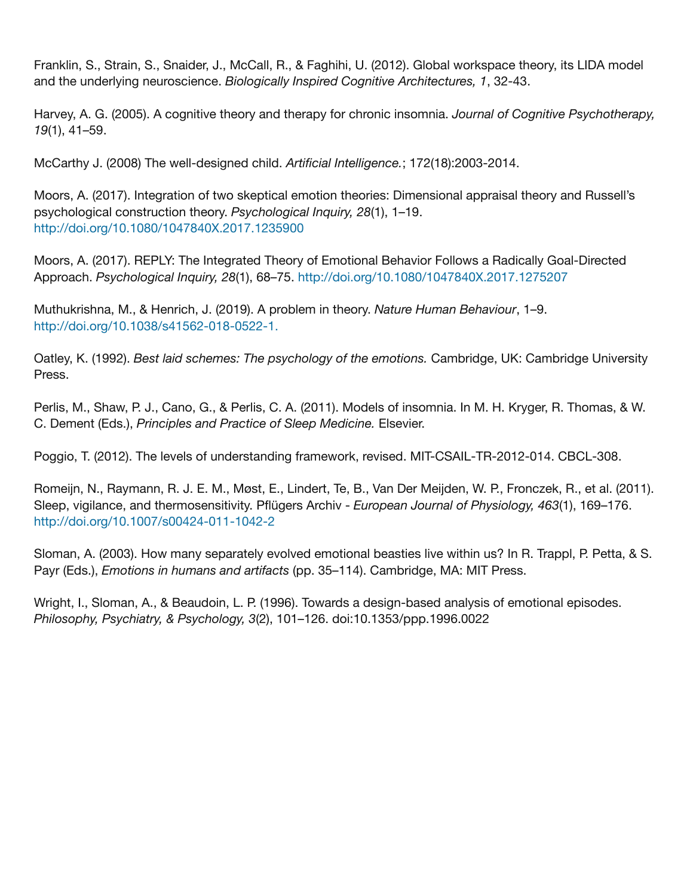Franklin, S., Strain, S., Snaider, J., McCall, R., & Faghihi, U. (2012). Global workspace theory, its LIDA model and the underlying neuroscience. *Biologically Inspired Cognitive Architectures, 1*, 32-43.

Harvey, A. G. (2005). A cognitive theory and therapy for chronic insomnia. *Journal of Cognitive Psychotherapy, 19*(1), 41–59.

McCarthy J. (2008) The well-designed child. *Artificial Intelligence.*; 172(18):2003-2014.

Moors, A. (2017). Integration of two skeptical emotion theories: Dimensional appraisal theory and Russell's psychological construction theory. *Psychological Inquiry, 28*(1), 1–19. http://doi.org/10.1080/1047840X.2017.1235900

Moors, A. (2017). REPLY: The Integrated Theory of Emotional Behavior Follows a Radically Goal-Directed Approach. *Psychological Inquiry, 28*(1), 68–75. http://doi.org/10.1080/1047840X.2017.1275207

Muthukrishna, M., & Henrich, J. (2019). A problem in theory. *Nature Human Behaviour*, 1–9. http://doi.org/10.1038/s41562-018-0522-1.

Oatley, K. (1992). *Best laid schemes: The psychology of the emotions.* Cambridge, UK: Cambridge University Press.

Perlis, M., Shaw, P. J., Cano, G., & Perlis, C. A. (2011). Models of insomnia. In M. H. Kryger, R. Thomas, & W. C. Dement (Eds.), *Principles and Practice of Sleep Medicine.* Elsevier.

Poggio, T. (2012). The levels of understanding framework, revised. MIT-CSAIL-TR-2012-014. CBCL-308.

Romeijn, N., Raymann, R. J. E. M., Møst, E., Lindert, Te, B., Van Der Meijden, W. P., Fronczek, R., et al. (2011). Sleep, vigilance, and thermosensitivity. Pflügers Archiv - *European Journal of Physiology, 463*(1), 169–176. http://doi.org/10.1007/s00424-011-1042-2

Sloman, A. (2003). How many separately evolved emotional beasties live within us? In R. Trappl, P. Petta, & S. Payr (Eds.), *Emotions in humans and artifacts* (pp. 35–114). Cambridge, MA: MIT Press.

Wright, I., Sloman, A., & Beaudoin, L. P. (1996). Towards a design-based analysis of emotional episodes. *Philosophy, Psychiatry, & Psychology, 3*(2), 101–126. doi:10.1353/ppp.1996.0022